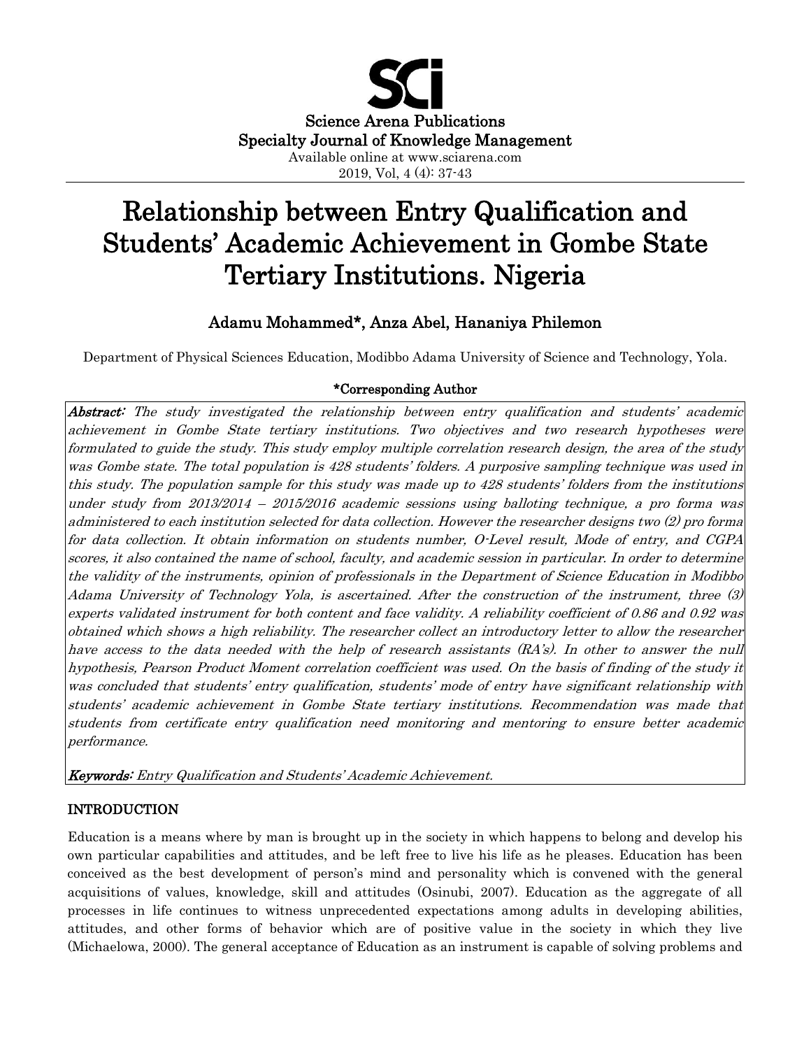Science Arena Publications
Specialty Journal of Knowledge Management
Available online at www.sciarena.com
2019, Vol, 4 (4): 37-43

# Relationship between Entry Qualification and Students' Academic Achievement in Gombe State Tertiary Institutions. Nigeria

## Adamu Mohammed*, Anza Abel, Hananiya Philemon

Department of Physical Sciences Education, Modibbo Adama University of Science and Technology, Yola.

**\*Corresponding Author**

***Abstract:*** *The study investigated the relationship between entry qualification and students' academic achievement in Gombe State tertiary institutions. Two objectives and two research hypotheses were formulated to guide the study. This study employ multiple correlation research design, the area of the study was Gombe state. The total population is 428 students' folders. A purposive sampling technique was used in this study. The population sample for this study was made up to 428 students' folders from the institutions under study from 2013/2014 – 2015/2016 academic sessions using balloting technique, a pro forma was administered to each institution selected for data collection. However the researcher designs two (2) pro forma for data collection. It obtain information on students number, O-Level result, Mode of entry, and CGPA scores, it also contained the name of school, faculty, and academic session in particular. In order to determine the validity of the instruments, opinion of professionals in the Department of Science Education in Modibbo Adama University of Technology Yola, is ascertained. After the construction of the instrument, three (3) experts validated instrument for both content and face validity. A reliability coefficient of 0.86 and 0.92 was obtained which shows a high reliability. The researcher collect an introductory letter to allow the researcher have access to the data needed with the help of research assistants (RA's). In other to answer the null hypothesis, Pearson Product Moment correlation coefficient was used. On the basis of finding of the study it was concluded that students' entry qualification, students' mode of entry have significant relationship with students' academic achievement in Gombe State tertiary institutions. Recommendation was made that students from certificate entry qualification need monitoring and mentoring to ensure better academic performance.*

***Keywords:*** *Entry Qualification and Students' Academic Achievement.*

## INTRODUCTION

Education is a means where by man is brought up in the society in which happens to belong and develop his own particular capabilities and attitudes, and be left free to live his life as he pleases. Education has been conceived as the best development of person's mind and personality which is convened with the general acquisitions of values, knowledge, skill and attitudes (Osinubi, 2007). Education as the aggregate of all processes in life continues to witness unprecedented expectations among adults in developing abilities, attitudes, and other forms of behavior which are of positive value in the society in which they live (Michaelowa, 2000). The general acceptance of Education as an instrument is capable of solving problems and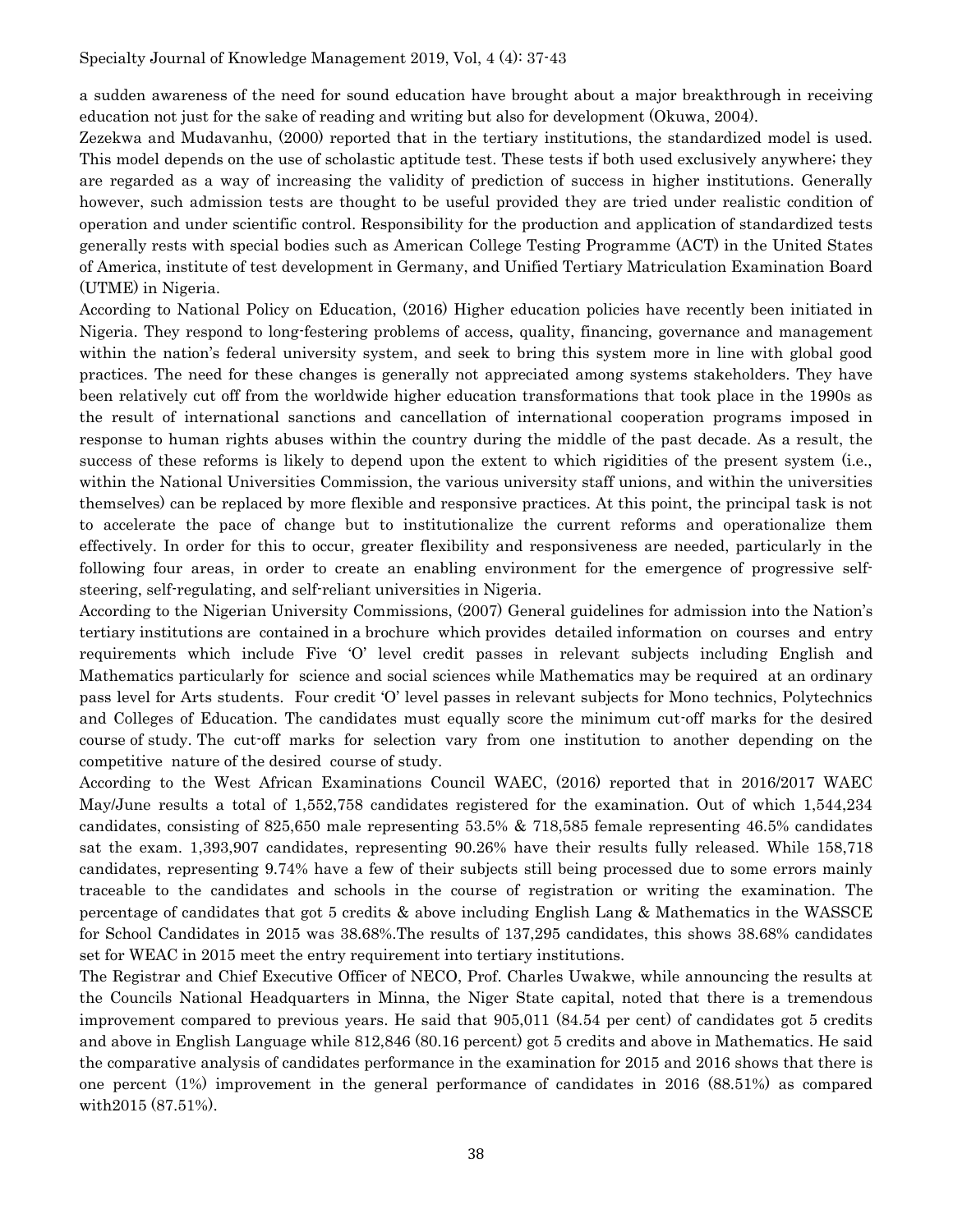a sudden awareness of the need for sound education have brought about a major breakthrough in receiving education not just for the sake of reading and writing but also for development (Okuwa, 2004).

Zezekwa and Mudavanhu, (2000) reported that in the tertiary institutions, the standardized model is used. This model depends on the use of scholastic aptitude test. These tests if both used exclusively anywhere; they are regarded as a way of increasing the validity of prediction of success in higher institutions. Generally however, such admission tests are thought to be useful provided they are tried under realistic condition of operation and under scientific control. Responsibility for the production and application of standardized tests generally rests with special bodies such as American College Testing Programme (ACT) in the United States of America, institute of test development in Germany, and Unified Tertiary Matriculation Examination Board (UTME) in Nigeria.

According to National Policy on Education, (2016) Higher education policies have recently been initiated in Nigeria. They respond to long-festering problems of access, quality, financing, governance and management within the nation's federal university system, and seek to bring this system more in line with global good practices. The need for these changes is generally not appreciated among systems stakeholders. They have been relatively cut off from the worldwide higher education transformations that took place in the 1990s as the result of international sanctions and cancellation of international cooperation programs imposed in response to human rights abuses within the country during the middle of the past decade. As a result, the success of these reforms is likely to depend upon the extent to which rigidities of the present system (i.e., within the National Universities Commission, the various university staff unions, and within the universities themselves) can be replaced by more flexible and responsive practices. At this point, the principal task is not to accelerate the pace of change but to institutionalize the current reforms and operationalize them effectively. In order for this to occur, greater flexibility and responsiveness are needed, particularly in the following four areas, in order to create an enabling environment for the emergence of progressive self-steering, self-regulating, and self-reliant universities in Nigeria.

According to the Nigerian University Commissions, (2007) General guidelines for admission into the Nation's tertiary institutions are contained in a brochure which provides detailed information on courses and entry requirements which include Five 'O' level credit passes in relevant subjects including English and Mathematics particularly for science and social sciences while Mathematics may be required at an ordinary pass level for Arts students. Four credit 'O' level passes in relevant subjects for Mono technics, Polytechnics and Colleges of Education. The candidates must equally score the minimum cut-off marks for the desired course of study. The cut-off marks for selection vary from one institution to another depending on the competitive nature of the desired course of study.

According to the West African Examinations Council WAEC, (2016) reported that in 2016/2017 WAEC May/June results a total of 1,552,758 candidates registered for the examination. Out of which 1,544,234 candidates, consisting of 825,650 male representing 53.5% & 718,585 female representing 46.5% candidates sat the exam. 1,393,907 candidates, representing 90.26% have their results fully released. While 158,718 candidates, representing 9.74% have a few of their subjects still being processed due to some errors mainly traceable to the candidates and schools in the course of registration or writing the examination. The percentage of candidates that got 5 credits & above including English Lang & Mathematics in the WASSCE for School Candidates in 2015 was 38.68%.The results of 137,295 candidates, this shows 38.68% candidates set for WEAC in 2015 meet the entry requirement into tertiary institutions.

The Registrar and Chief Executive Officer of NECO, Prof. Charles Uwakwe, while announcing the results at the Councils National Headquarters in Minna, the Niger State capital, noted that there is a tremendous improvement compared to previous years. He said that 905,011 (84.54 per cent) of candidates got 5 credits and above in English Language while 812,846 (80.16 percent) got 5 credits and above in Mathematics. He said the comparative analysis of candidates performance in the examination for 2015 and 2016 shows that there is one percent (1%) improvement in the general performance of candidates in 2016 (88.51%) as compared with2015 (87.51%).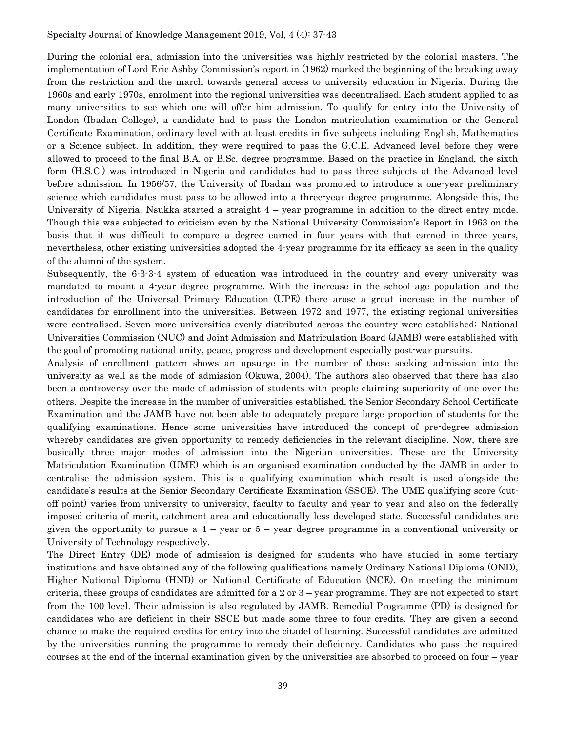During the colonial era, admission into the universities was highly restricted by the colonial masters. The implementation of Lord Eric Ashby Commission's report in (1962) marked the beginning of the breaking away from the restriction and the march towards general access to university education in Nigeria. During the 1960s and early 1970s, enrolment into the regional universities was decentralised. Each student applied to as many universities to see which one will offer him admission. To qualify for entry into the University of London (Ibadan College), a candidate had to pass the London matriculation examination or the General Certificate Examination, ordinary level with at least credits in five subjects including English, Mathematics or a Science subject. In addition, they were required to pass the G.C.E. Advanced level before they were allowed to proceed to the final B.A. or B.Sc. degree programme. Based on the practice in England, the sixth form (H.S.C.) was introduced in Nigeria and candidates had to pass three subjects at the Advanced level before admission. In 1956/57, the University of Ibadan was promoted to introduce a one-year preliminary science which candidates must pass to be allowed into a three-year degree programme. Alongside this, the University of Nigeria, Nsukka started a straight 4 – year programme in addition to the direct entry mode. Though this was subjected to criticism even by the National University Commission's Report in 1963 on the basis that it was difficult to compare a degree earned in four years with that earned in three years, nevertheless, other existing universities adopted the 4-year programme for its efficacy as seen in the quality of the alumni of the system.

Subsequently, the 6-3-3-4 system of education was introduced in the country and every university was mandated to mount a 4-year degree programme. With the increase in the school age population and the introduction of the Universal Primary Education (UPE) there arose a great increase in the number of candidates for enrollment into the universities. Between 1972 and 1977, the existing regional universities were centralised. Seven more universities evenly distributed across the country were established; National Universities Commission (NUC) and Joint Admission and Matriculation Board (JAMB) were established with the goal of promoting national unity, peace, progress and development especially post-war pursuits.

Analysis of enrollment pattern shows an upsurge in the number of those seeking admission into the university as well as the mode of admission (Okuwa, 2004). The authors also observed that there has also been a controversy over the mode of admission of students with people claiming superiority of one over the others. Despite the increase in the number of universities established, the Senior Secondary School Certificate Examination and the JAMB have not been able to adequately prepare large proportion of students for the qualifying examinations. Hence some universities have introduced the concept of pre-degree admission whereby candidates are given opportunity to remedy deficiencies in the relevant discipline. Now, there are basically three major modes of admission into the Nigerian universities. These are the University Matriculation Examination (UME) which is an organised examination conducted by the JAMB in order to centralise the admission system. This is a qualifying examination which result is used alongside the candidate's results at the Senior Secondary Certificate Examination (SSCE). The UME qualifying score (cut-off point) varies from university to university, faculty to faculty and year to year and also on the federally imposed criteria of merit, catchment area and educationally less developed state. Successful candidates are given the opportunity to pursue a 4 – year or 5 – year degree programme in a conventional university or University of Technology respectively.

The Direct Entry (DE) mode of admission is designed for students who have studied in some tertiary institutions and have obtained any of the following qualifications namely Ordinary National Diploma (OND), Higher National Diploma (HND) or National Certificate of Education (NCE). On meeting the minimum criteria, these groups of candidates are admitted for a 2 or 3 – year programme. They are not expected to start from the 100 level. Their admission is also regulated by JAMB. Remedial Programme (PD) is designed for candidates who are deficient in their SSCE but made some three to four credits. They are given a second chance to make the required credits for entry into the citadel of learning. Successful candidates are admitted by the universities running the programme to remedy their deficiency. Candidates who pass the required courses at the end of the internal examination given by the universities are absorbed to proceed on four – year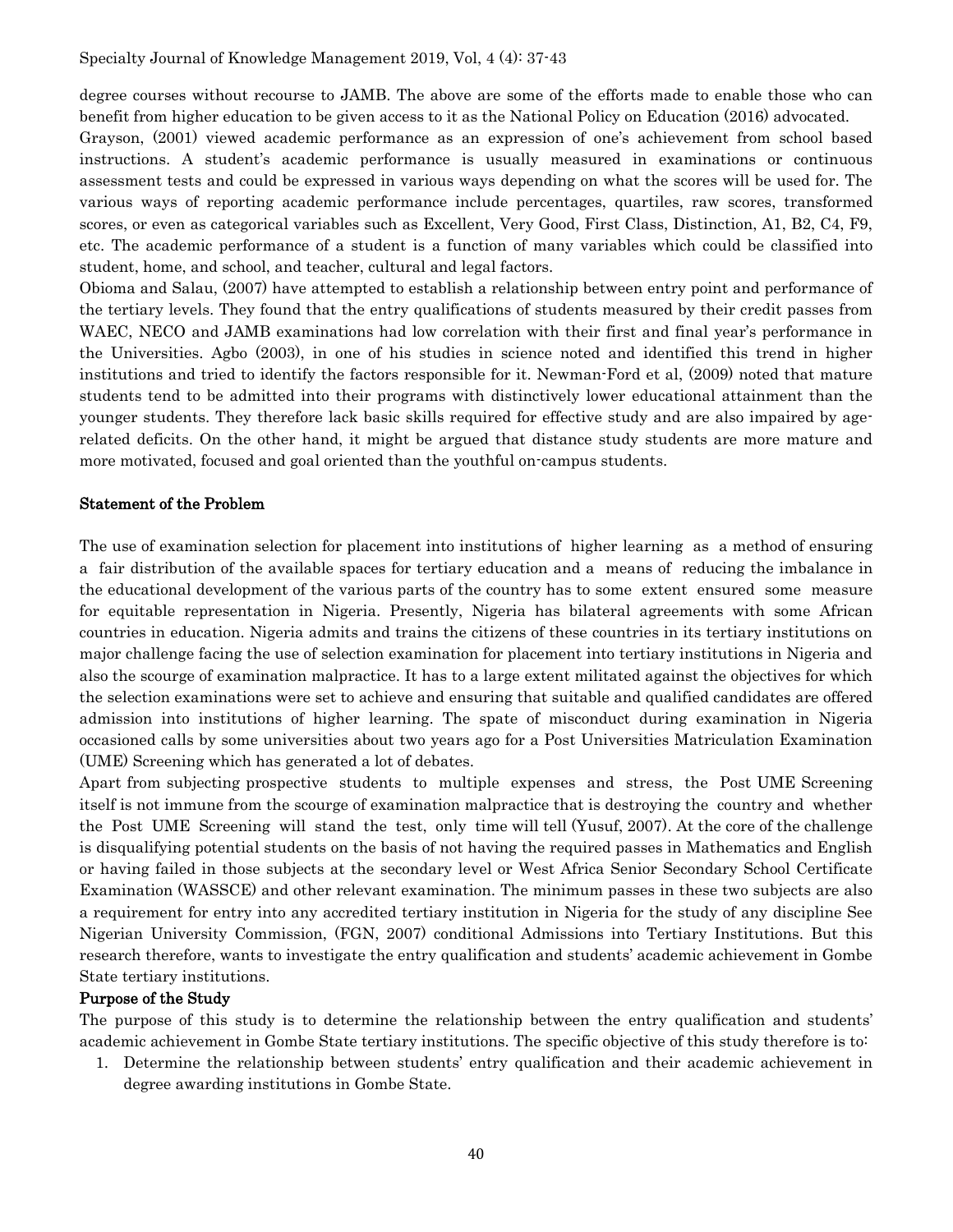degree courses without recourse to JAMB. The above are some of the efforts made to enable those who can benefit from higher education to be given access to it as the National Policy on Education (2016) advocated.

Grayson, (2001) viewed academic performance as an expression of one's achievement from school based instructions. A student's academic performance is usually measured in examinations or continuous assessment tests and could be expressed in various ways depending on what the scores will be used for. The various ways of reporting academic performance include percentages, quartiles, raw scores, transformed scores, or even as categorical variables such as Excellent, Very Good, First Class, Distinction, A1, B2, C4, F9, etc. The academic performance of a student is a function of many variables which could be classified into student, home, and school, and teacher, cultural and legal factors.

Obioma and Salau, (2007) have attempted to establish a relationship between entry point and performance of the tertiary levels. They found that the entry qualifications of students measured by their credit passes from WAEC, NECO and JAMB examinations had low correlation with their first and final year's performance in the Universities. Agbo (2003), in one of his studies in science noted and identified this trend in higher institutions and tried to identify the factors responsible for it. Newman-Ford et al, (2009) noted that mature students tend to be admitted into their programs with distinctively lower educational attainment than the younger students. They therefore lack basic skills required for effective study and are also impaired by age-related deficits. On the other hand, it might be argued that distance study students are more mature and more motivated, focused and goal oriented than the youthful on-campus students.

## Statement of the Problem

The use of examination selection for placement into institutions of higher learning as a method of ensuring a fair distribution of the available spaces for tertiary education and a means of reducing the imbalance in the educational development of the various parts of the country has to some extent ensured some measure for equitable representation in Nigeria. Presently, Nigeria has bilateral agreements with some African countries in education. Nigeria admits and trains the citizens of these countries in its tertiary institutions on major challenge facing the use of selection examination for placement into tertiary institutions in Nigeria and also the scourge of examination malpractice. It has to a large extent militated against the objectives for which the selection examinations were set to achieve and ensuring that suitable and qualified candidates are offered admission into institutions of higher learning. The spate of misconduct during examination in Nigeria occasioned calls by some universities about two years ago for a Post Universities Matriculation Examination (UME) Screening which has generated a lot of debates.

Apart from subjecting prospective students to multiple expenses and stress, the Post UME Screening itself is not immune from the scourge of examination malpractice that is destroying the country and whether the Post UME Screening will stand the test, only time will tell (Yusuf, 2007). At the core of the challenge is disqualifying potential students on the basis of not having the required passes in Mathematics and English or having failed in those subjects at the secondary level or West Africa Senior Secondary School Certificate Examination (WASSCE) and other relevant examination. The minimum passes in these two subjects are also a requirement for entry into any accredited tertiary institution in Nigeria for the study of any discipline See Nigerian University Commission, (FGN, 2007) conditional Admissions into Tertiary Institutions. But this research therefore, wants to investigate the entry qualification and students' academic achievement in Gombe State tertiary institutions.

## Purpose of the Study

The purpose of this study is to determine the relationship between the entry qualification and students' academic achievement in Gombe State tertiary institutions. The specific objective of this study therefore is to:

1. Determine the relationship between students' entry qualification and their academic achievement in degree awarding institutions in Gombe State.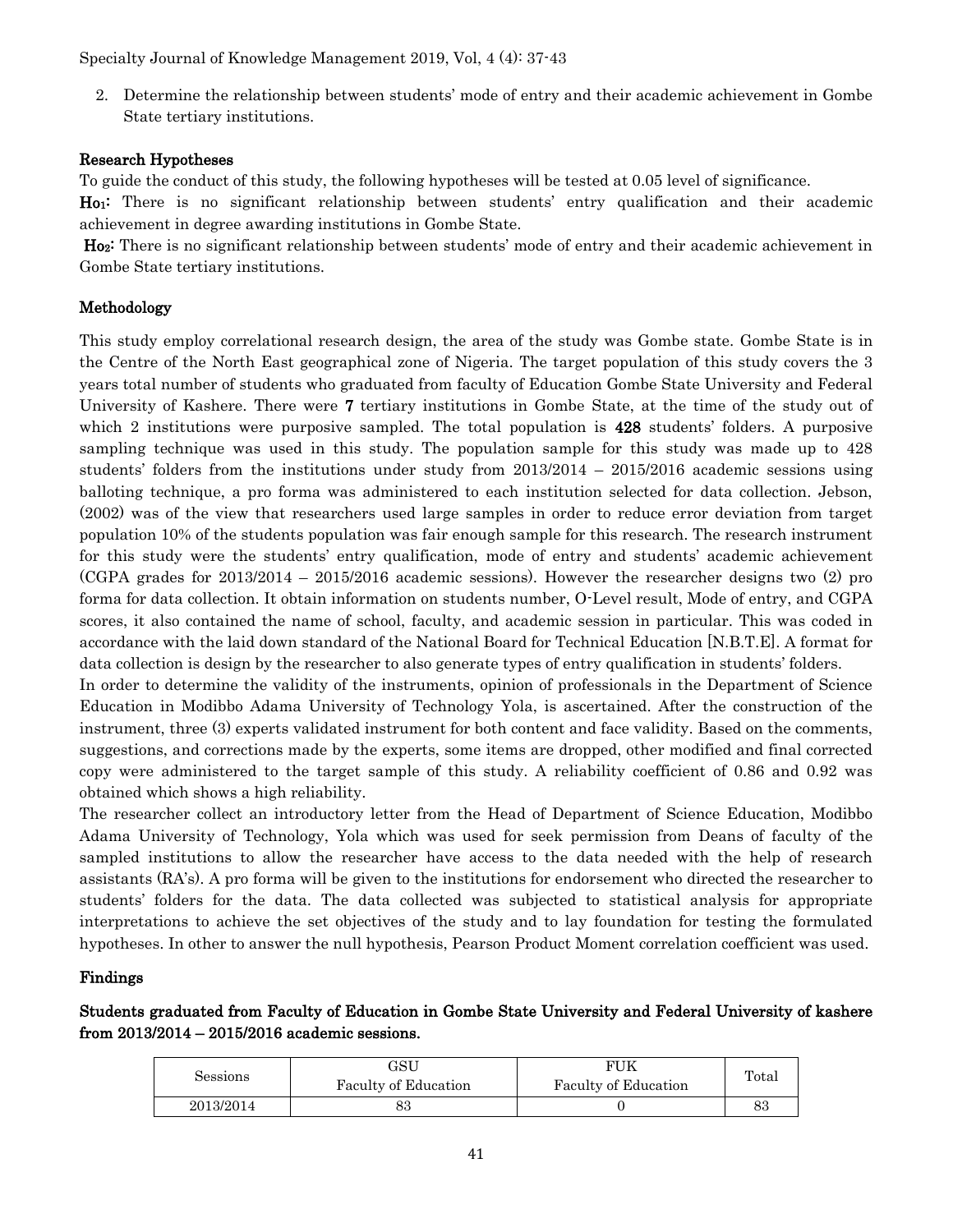2. Determine the relationship between students' mode of entry and their academic achievement in Gombe State tertiary institutions.

## Research Hypotheses

To guide the conduct of this study, the following hypotheses will be tested at 0.05 level of significance.

**$H_{o1}$:** There is no significant relationship between students' entry qualification and their academic achievement in degree awarding institutions in Gombe State.

**$H_{o2}$:** There is no significant relationship between students' mode of entry and their academic achievement in Gombe State tertiary institutions.

## Methodology

This study employ correlational research design, the area of the study was Gombe state. Gombe State is in the Centre of the North East geographical zone of Nigeria. The target population of this study covers the 3 years total number of students who graduated from faculty of Education Gombe State University and Federal University of Kashere. There were **7** tertiary institutions in Gombe State, at the time of the study out of which 2 institutions were purposive sampled. The total population is **428** students' folders. A purposive sampling technique was used in this study. The population sample for this study was made up to 428 students' folders from the institutions under study from 2013/2014 – 2015/2016 academic sessions using balloting technique, a pro forma was administered to each institution selected for data collection. Jebson, (2002) was of the view that researchers used large samples in order to reduce error deviation from target population 10% of the students population was fair enough sample for this research. The research instrument for this study were the students' entry qualification, mode of entry and students' academic achievement (CGPA grades for 2013/2014 – 2015/2016 academic sessions). However the researcher designs two (2) pro forma for data collection. It obtain information on students number, O-Level result, Mode of entry, and CGPA scores, it also contained the name of school, faculty, and academic session in particular. This was coded in accordance with the laid down standard of the National Board for Technical Education [N.B.T.E]. A format for data collection is design by the researcher to also generate types of entry qualification in students' folders.

In order to determine the validity of the instruments, opinion of professionals in the Department of Science Education in Modibbo Adama University of Technology Yola, is ascertained. After the construction of the instrument, three (3) experts validated instrument for both content and face validity. Based on the comments, suggestions, and corrections made by the experts, some items are dropped, other modified and final corrected copy were administered to the target sample of this study. A reliability coefficient of 0.86 and 0.92 was obtained which shows a high reliability.

The researcher collect an introductory letter from the Head of Department of Science Education, Modibbo Adama University of Technology, Yola which was used for seek permission from Deans of faculty of the sampled institutions to allow the researcher have access to the data needed with the help of research assistants (RA's). A pro forma will be given to the institutions for endorsement who directed the researcher to students' folders for the data. The data collected was subjected to statistical analysis for appropriate interpretations to achieve the set objectives of the study and to lay foundation for testing the formulated hypotheses. In other to answer the null hypothesis, Pearson Product Moment correlation coefficient was used.

## Findings

### Students graduated from Faculty of Education in Gombe State University and Federal University of kashere from 2013/2014 – 2015/2016 academic sessions.

| Sessions | GSU Faculty of Education | FUK Faculty of Education | Total |
|---|---|---|---|
| 2013/2014 | 83 | 0 | 83 |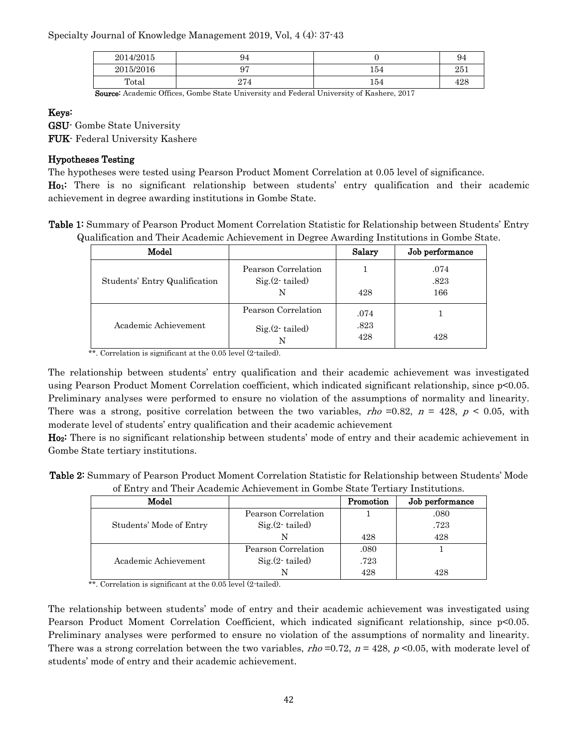| 2014/2015 | 94 | 0 | 94 |
|---|---|---|---|
| 2015/2016 | 97 | 154 | 251 |
| Total | 274 | 154 | 428 |

**Source:** Academic Offices, Gombe State University and Federal University of Kashere, 2017

**Keys:**

**GSU**- Gombe State University

**FUK**- Federal University Kashere

### Hypotheses Testing

The hypotheses were tested using Pearson Product Moment Correlation at 0.05 level of significance.

**Ho₁:** There is no significant relationship between students' entry qualification and their academic achievement in degree awarding institutions in Gombe State.

**Table 1:** Summary of Pearson Product Moment Correlation Statistic for Relationship between Students' Entry Qualification and Their Academic Achievement in Degree Awarding Institutions in Gombe State.

| Model | | Salary | Job performance |
|---|---|---|---|
| Students' Entry Qualification | Pearson Correlation | 1 | .074 |
| | Sig.(2- tailed) | | .823 |
| | N | 428 | 166 |
| Academic Achievement | Pearson Correlation | .074 | 1 |
| | Sig.(2- tailed) | .823 | |
| | N | 428 | 428 |

\*\*. Correlation is significant at the 0.05 level (2-tailed).

The relationship between students' entry qualification and their academic achievement was investigated using Pearson Product Moment Correlation coefficient, which indicated significant relationship, since $p<0.05$. Preliminary analyses were performed to ensure no violation of the assumptions of normality and linearity. There was a strong, positive correlation between the two variables, $rho$ =0.82, $n$ = 428, $p$ < 0.05, with moderate level of students' entry qualification and their academic achievement

**Ho₂:** There is no significant relationship between students' mode of entry and their academic achievement in Gombe State tertiary institutions.

**Table 2:** Summary of Pearson Product Moment Correlation Statistic for Relationship between Students' Mode of Entry and Their Academic Achievement in Gombe State Tertiary Institutions.

| Model | | Promotion | Job performance |
|---|---|---|---|
| Students' Mode of Entry | Pearson Correlation | 1 | .080 |
| | Sig.(2- tailed) | | .723 |
| | N | 428 | 428 |
| Academic Achievement | Pearson Correlation | .080 | 1 |
| | Sig.(2- tailed) | .723 | |
| | N | 428 | 428 |

\*\*. Correlation is significant at the 0.05 level (2-tailed).

The relationship between students' mode of entry and their academic achievement was investigated using Pearson Product Moment Correlation Coefficient, which indicated significant relationship, since $p<0.05$. Preliminary analyses were performed to ensure no violation of the assumptions of normality and linearity. There was a strong correlation between the two variables, $rho$ =0.72, $n$ = 428, $p$ <0.05, with moderate level of students' mode of entry and their academic achievement.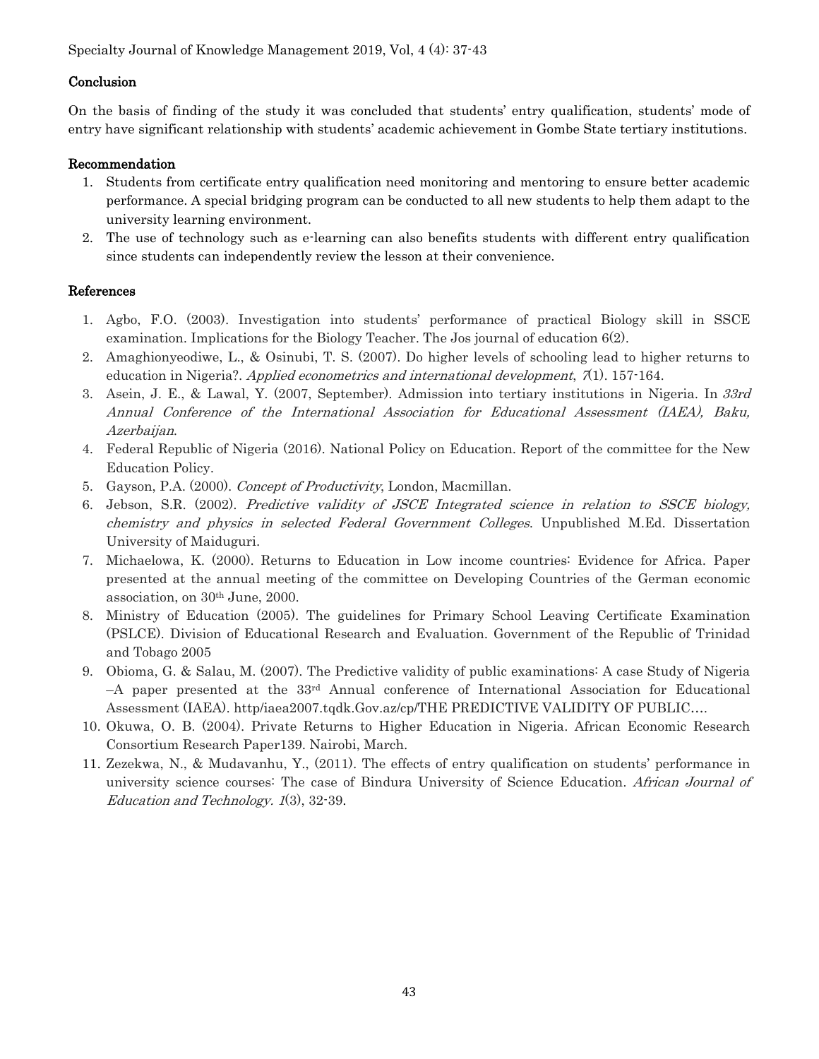## Conclusion

On the basis of finding of the study it was concluded that students' entry qualification, students' mode of entry have significant relationship with students' academic achievement in Gombe State tertiary institutions.

## Recommendation

1. Students from certificate entry qualification need monitoring and mentoring to ensure better academic performance. A special bridging program can be conducted to all new students to help them adapt to the university learning environment.
2. The use of technology such as e-learning can also benefits students with different entry qualification since students can independently review the lesson at their convenience.

## References

1. Agbo, F.O. (2003). Investigation into students' performance of practical Biology skill in SSCE examination. Implications for the Biology Teacher. The Jos journal of education 6(2).
2. Amaghionyeodiwe, L., & Osinubi, T. S. (2007). Do higher levels of schooling lead to higher returns to education in Nigeria?. *Applied econometrics and international development*, *7*(1). 157-164.
3. Asein, J. E., & Lawal, Y. (2007, September). Admission into tertiary institutions in Nigeria. In *33rd Annual Conference of the International Association for Educational Assessment (IAEA), Baku, Azerbaijan*.
4. Federal Republic of Nigeria (2016). National Policy on Education. Report of the committee for the New Education Policy.
5. Gayson, P.A. (2000). *Concept of Productivity*, London, Macmillan.
6. Jebson, S.R. (2002). *Predictive validity of JSCE Integrated science in relation to SSCE biology, chemistry and physics in selected Federal Government Colleges*. Unpublished M.Ed. Dissertation University of Maiduguri.
7. Michaelowa, K. (2000). Returns to Education in Low income countries: Evidence for Africa. Paper presented at the annual meeting of the committee on Developing Countries of the German economic association, on 30th June, 2000.
8. Ministry of Education (2005). The guidelines for Primary School Leaving Certificate Examination (PSLCE). Division of Educational Research and Evaluation. Government of the Republic of Trinidad and Tobago 2005
9. Obioma, G. & Salau, M. (2007). The Predictive validity of public examinations: A case Study of Nigeria –A paper presented at the 33rd Annual conference of International Association for Educational Assessment (IAEA). http/iaea2007.tqdk.Gov.az/cp/THE PREDICTIVE VALIDITY OF PUBLIC….
10. Okuwa, O. B. (2004). Private Returns to Higher Education in Nigeria. African Economic Research Consortium Research Paper139. Nairobi, March.
11. Zezekwa, N., & Mudavanhu, Y., (2011). The effects of entry qualification on students' performance in university science courses: The case of Bindura University of Science Education. *African Journal of Education and Technology. 1*(3), 32-39.